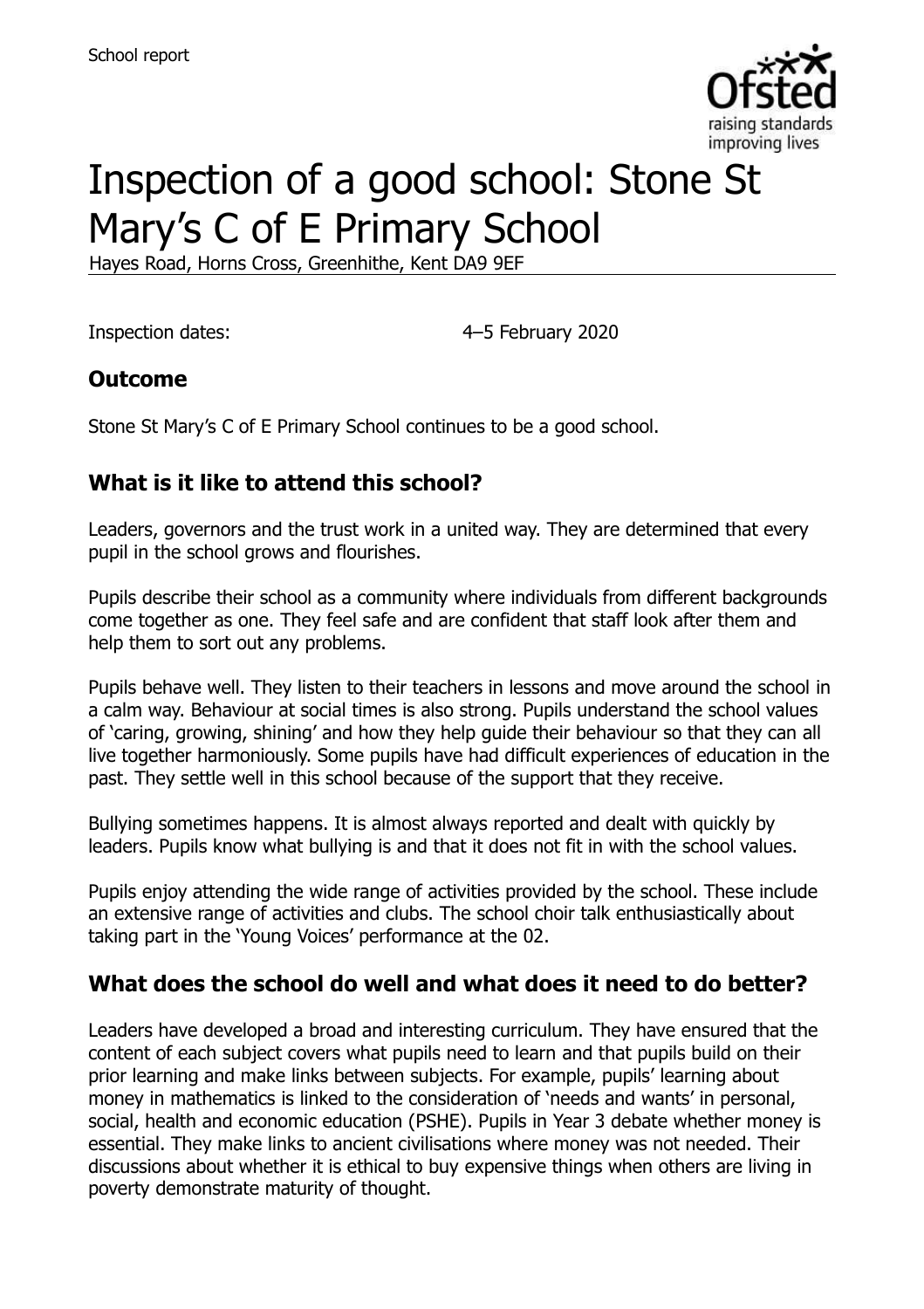School report

# Inspection of a good school: Stone St Mary's C of E Primary School

Hayes Road, Horns Cross, Greenhithe, Kent DA9 9EF

Inspection dates: 4–5 February 2020

## Outcome

Stone St Mary's C of E Primary School continues to be a good school.

## What is it like to attend this school?

Leaders, governors and the trust work in a united way. They are determined that every pupil in the school grows and flourishes.

Pupils describe their school as a community where individuals from different backgrounds come together as one. They feel safe and are confident that staff look after them and help them to sort out any problems.

Pupils behave well. They listen to their teachers in lessons and move around the school in a calm way. Behaviour at social times is also strong. Pupils understand the school values of 'caring, growing, shining' and how they help guide their behaviour so that they can all live together harmoniously. Some pupils have had difficult experiences of education in the past. They settle well in this school because of the support that they receive.

Bullying sometimes happens. It is almost always reported and dealt with quickly by leaders. Pupils know what bullying is and that it does not fit in with the school values.

Pupils enjoy attending the wide range of activities provided by the school. These include an extensive range of activities and clubs. The school choir talk enthusiastically about taking part in the 'Young Voices' performance at the 02.

## What does the school do well and what does it need to do better?

Leaders have developed a broad and interesting curriculum. They have ensured that the content of each subject covers what pupils need to learn and that pupils build on their prior learning and make links between subjects. For example, pupils' learning about money in mathematics is linked to the consideration of 'needs and wants' in personal, social, health and economic education (PSHE). Pupils in Year 3 debate whether money is essential. They make links to ancient civilisations where money was not needed. Their discussions about whether it is ethical to buy expensive things when others are living in poverty demonstrate maturity of thought.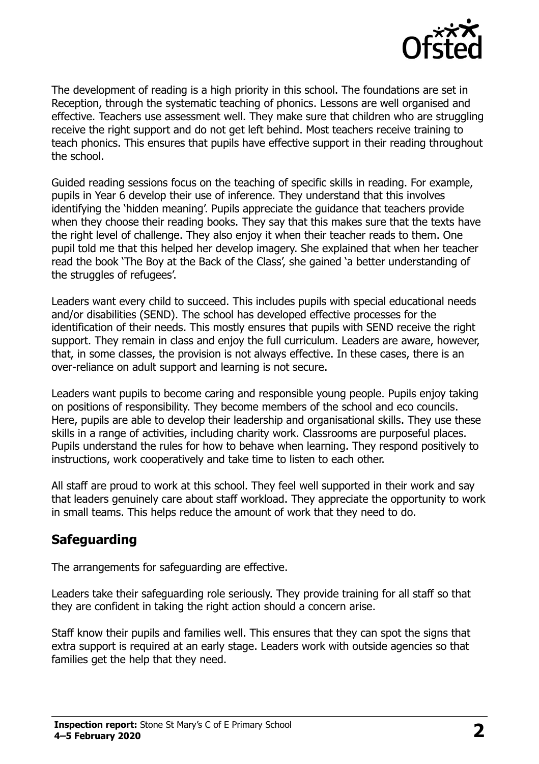The development of reading is a high priority in this school. The foundations are set in Reception, through the systematic teaching of phonics. Lessons are well organised and effective. Teachers use assessment well. They make sure that children who are struggling receive the right support and do not get left behind. Most teachers receive training to teach phonics. This ensures that pupils have effective support in their reading throughout the school.

Guided reading sessions focus on the teaching of specific skills in reading. For example, pupils in Year 6 develop their use of inference. They understand that this involves identifying the 'hidden meaning'. Pupils appreciate the guidance that teachers provide when they choose their reading books. They say that this makes sure that the texts have the right level of challenge. They also enjoy it when their teacher reads to them. One pupil told me that this helped her develop imagery. She explained that when her teacher read the book 'The Boy at the Back of the Class', she gained 'a better understanding of the struggles of refugees'.

Leaders want every child to succeed. This includes pupils with special educational needs and/or disabilities (SEND). The school has developed effective processes for the identification of their needs. This mostly ensures that pupils with SEND receive the right support. They remain in class and enjoy the full curriculum. Leaders are aware, however, that, in some classes, the provision is not always effective. In these cases, there is an over-reliance on adult support and learning is not secure.

Leaders want pupils to become caring and responsible young people. Pupils enjoy taking on positions of responsibility. They become members of the school and eco councils. Here, pupils are able to develop their leadership and organisational skills. They use these skills in a range of activities, including charity work. Classrooms are purposeful places. Pupils understand the rules for how to behave when learning. They respond positively to instructions, work cooperatively and take time to listen to each other.

All staff are proud to work at this school. They feel well supported in their work and say that leaders genuinely care about staff workload. They appreciate the opportunity to work in small teams. This helps reduce the amount of work that they need to do.

## Safeguarding

The arrangements for safeguarding are effective.

Leaders take their safeguarding role seriously. They provide training for all staff so that they are confident in taking the right action should a concern arise.

Staff know their pupils and families well. This ensures that they can spot the signs that extra support is required at an early stage. Leaders work with outside agencies so that families get the help that they need.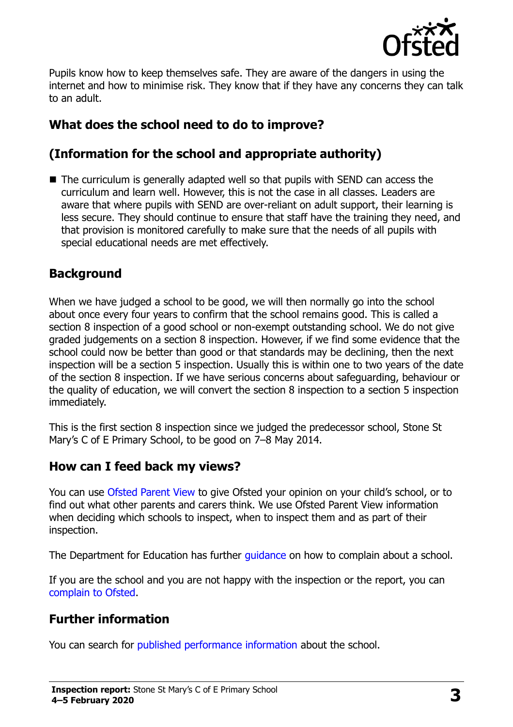Pupils know how to keep themselves safe. They are aware of the dangers in using the internet and how to minimise risk. They know that if they have any concerns they can talk to an adult.

## What does the school need to do to improve?

## (Information for the school and appropriate authority)

- The curriculum is generally adapted well so that pupils with SEND can access the curriculum and learn well. However, this is not the case in all classes. Leaders are aware that where pupils with SEND are over-reliant on adult support, their learning is less secure. They should continue to ensure that staff have the training they need, and that provision is monitored carefully to make sure that the needs of all pupils with special educational needs are met effectively.

## Background

When we have judged a school to be good, we will then normally go into the school about once every four years to confirm that the school remains good. This is called a section 8 inspection of a good school or non-exempt outstanding school. We do not give graded judgements on a section 8 inspection. However, if we find some evidence that the school could now be better than good or that standards may be declining, then the next inspection will be a section 5 inspection. Usually this is within one to two years of the date of the section 8 inspection. If we have serious concerns about safeguarding, behaviour or the quality of education, we will convert the section 8 inspection to a section 5 inspection immediately.

This is the first section 8 inspection since we judged the predecessor school, Stone St Mary's C of E Primary School, to be good on 7–8 May 2014.

## How can I feed back my views?

You can use Ofsted Parent View to give Ofsted your opinion on your child's school, or to find out what other parents and carers think. We use Ofsted Parent View information when deciding which schools to inspect, when to inspect them and as part of their inspection.

The Department for Education has further guidance on how to complain about a school.

If you are the school and you are not happy with the inspection or the report, you can complain to Ofsted.

## Further information

You can search for published performance information about the school.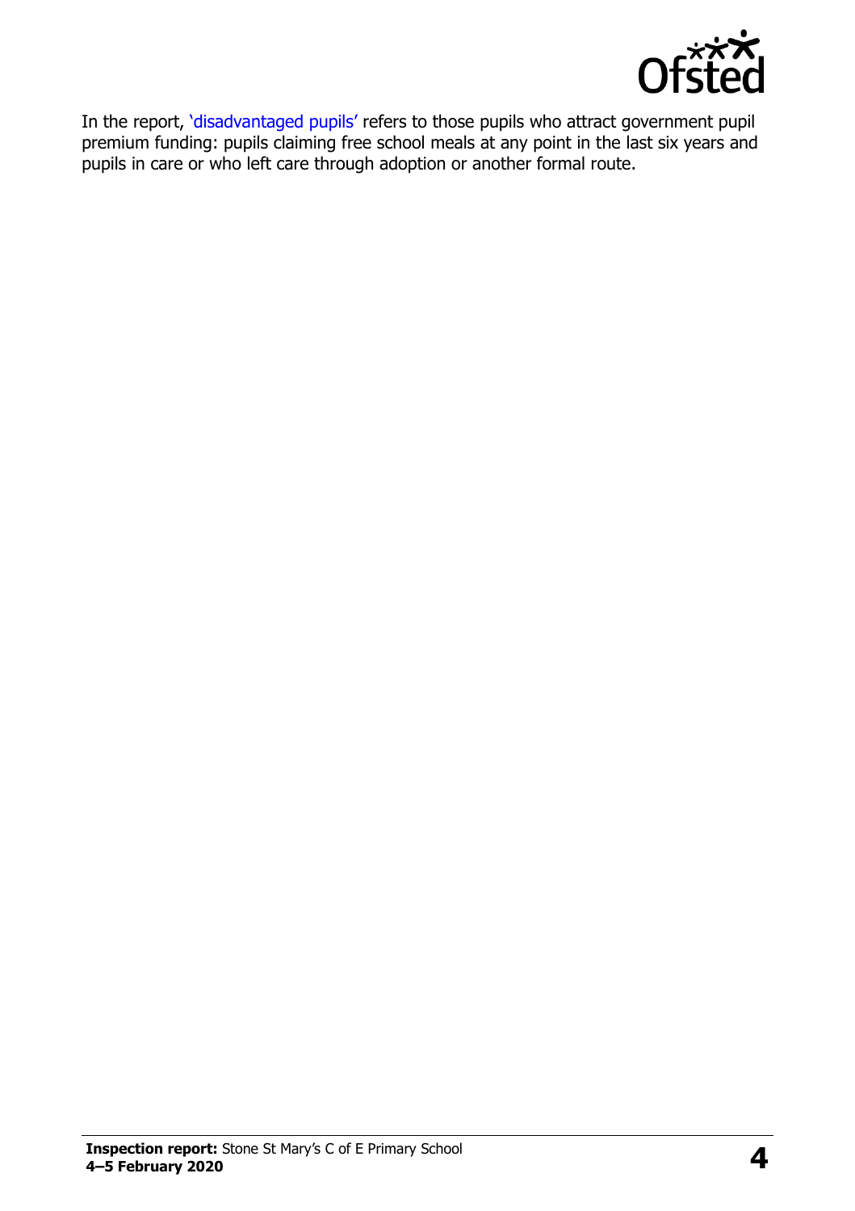In the report, 'disadvantaged pupils' refers to those pupils who attract government pupil premium funding: pupils claiming free school meals at any point in the last six years and pupils in care or who left care through adoption or another formal route.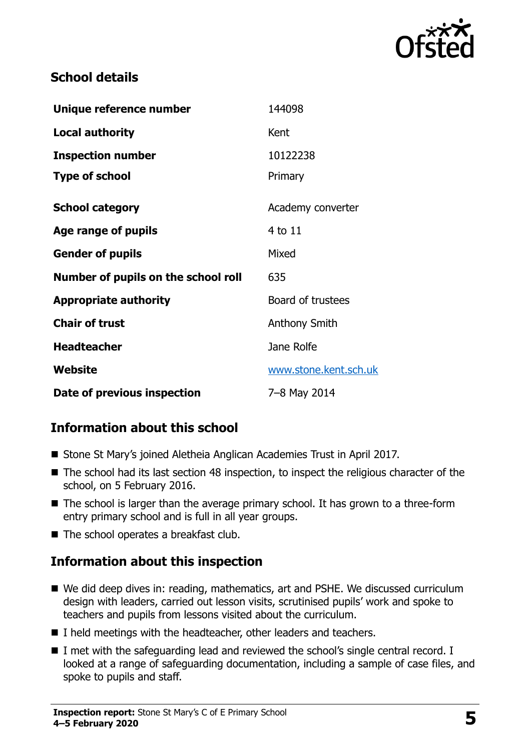## School details

| | |
|---|---|
| **Unique reference number** | 144098 |
| **Local authority** | Kent |
| **Inspection number** | 10122238 |
| **Type of school** | Primary |
| **School category** | Academy converter |
| **Age range of pupils** | 4 to 11 |
| **Gender of pupils** | Mixed |
| **Number of pupils on the school roll** | 635 |
| **Appropriate authority** | Board of trustees |
| **Chair of trust** | Anthony Smith |
| **Headteacher** | Jane Rolfe |
| **Website** | www.stone.kent.sch.uk |
| **Date of previous inspection** | 7–8 May 2014 |

## Information about this school

- Stone St Mary's joined Aletheia Anglican Academies Trust in April 2017.
- The school had its last section 48 inspection, to inspect the religious character of the school, on 5 February 2016.
- The school is larger than the average primary school. It has grown to a three-form entry primary school and is full in all year groups.
- The school operates a breakfast club.

## Information about this inspection

- We did deep dives in: reading, mathematics, art and PSHE. We discussed curriculum design with leaders, carried out lesson visits, scrutinised pupils' work and spoke to teachers and pupils from lessons visited about the curriculum.
- I held meetings with the headteacher, other leaders and teachers.
- I met with the safeguarding lead and reviewed the school's single central record. I looked at a range of safeguarding documentation, including a sample of case files, and spoke to pupils and staff.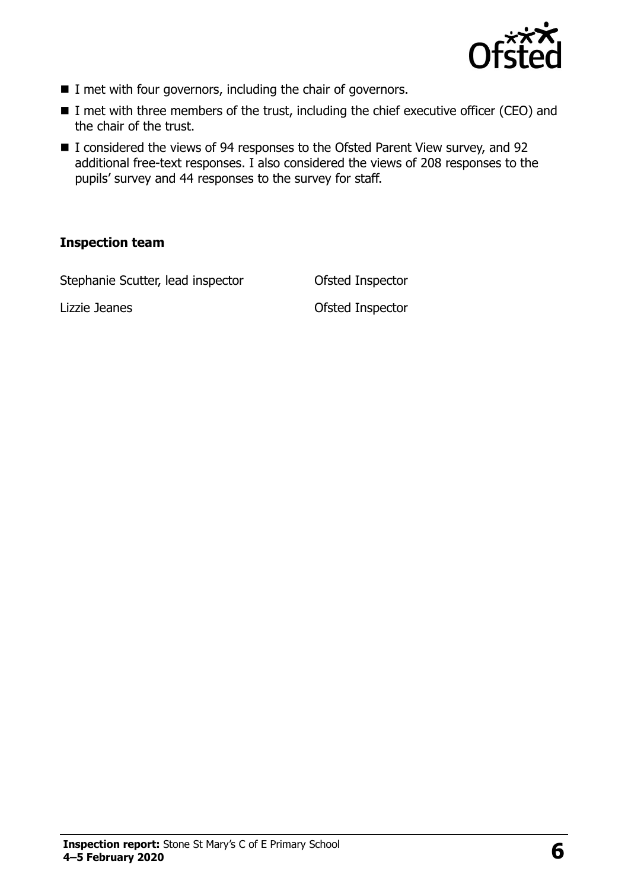- I met with four governors, including the chair of governors.
- I met with three members of the trust, including the chief executive officer (CEO) and the chair of the trust.
- I considered the views of 94 responses to the Ofsted Parent View survey, and 92 additional free-text responses. I also considered the views of 208 responses to the pupils' survey and 44 responses to the survey for staff.

### Inspection team

| | |
|---|---|
| Stephanie Scutter, lead inspector | Ofsted Inspector |
| Lizzie Jeanes | Ofsted Inspector |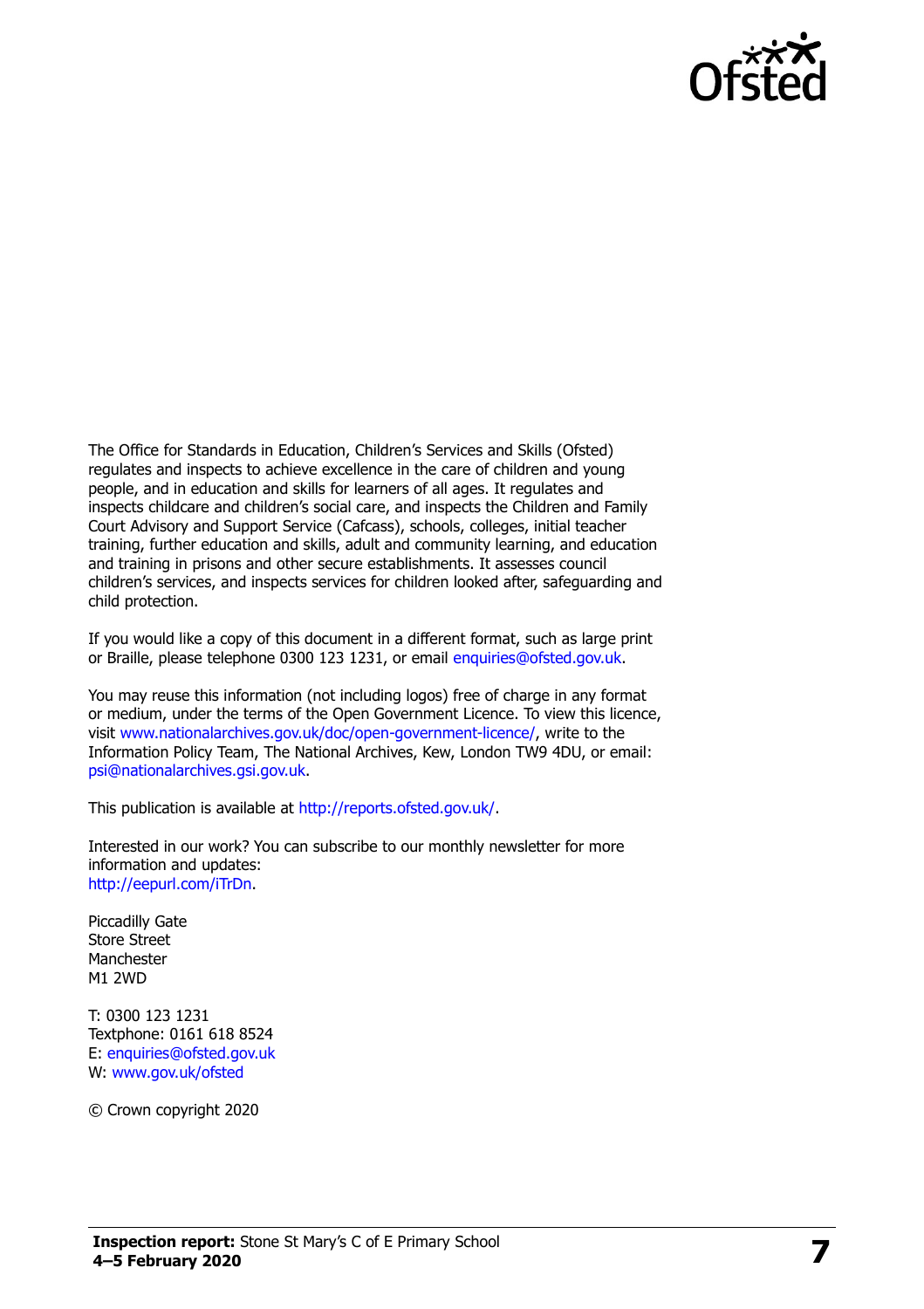The Office for Standards in Education, Children's Services and Skills (Ofsted) regulates and inspects to achieve excellence in the care of children and young people, and in education and skills for learners of all ages. It regulates and inspects childcare and children's social care, and inspects the Children and Family Court Advisory and Support Service (Cafcass), schools, colleges, initial teacher training, further education and skills, adult and community learning, and education and training in prisons and other secure establishments. It assesses council children's services, and inspects services for children looked after, safeguarding and child protection.

If you would like a copy of this document in a different format, such as large print or Braille, please telephone 0300 123 1231, or email enquiries@ofsted.gov.uk.

You may reuse this information (not including logos) free of charge in any format or medium, under the terms of the Open Government Licence. To view this licence, visit www.nationalarchives.gov.uk/doc/open-government-licence/, write to the Information Policy Team, The National Archives, Kew, London TW9 4DU, or email: psi@nationalarchives.gsi.gov.uk.

This publication is available at http://reports.ofsted.gov.uk/.

Interested in our work? You can subscribe to our monthly newsletter for more information and updates:
http://eepurl.com/iTrDn.

Piccadilly Gate
Store Street
Manchester
M1 2WD

T: 0300 123 1231
Textphone: 0161 618 8524
E: enquiries@ofsted.gov.uk
W: www.gov.uk/ofsted

© Crown copyright 2020